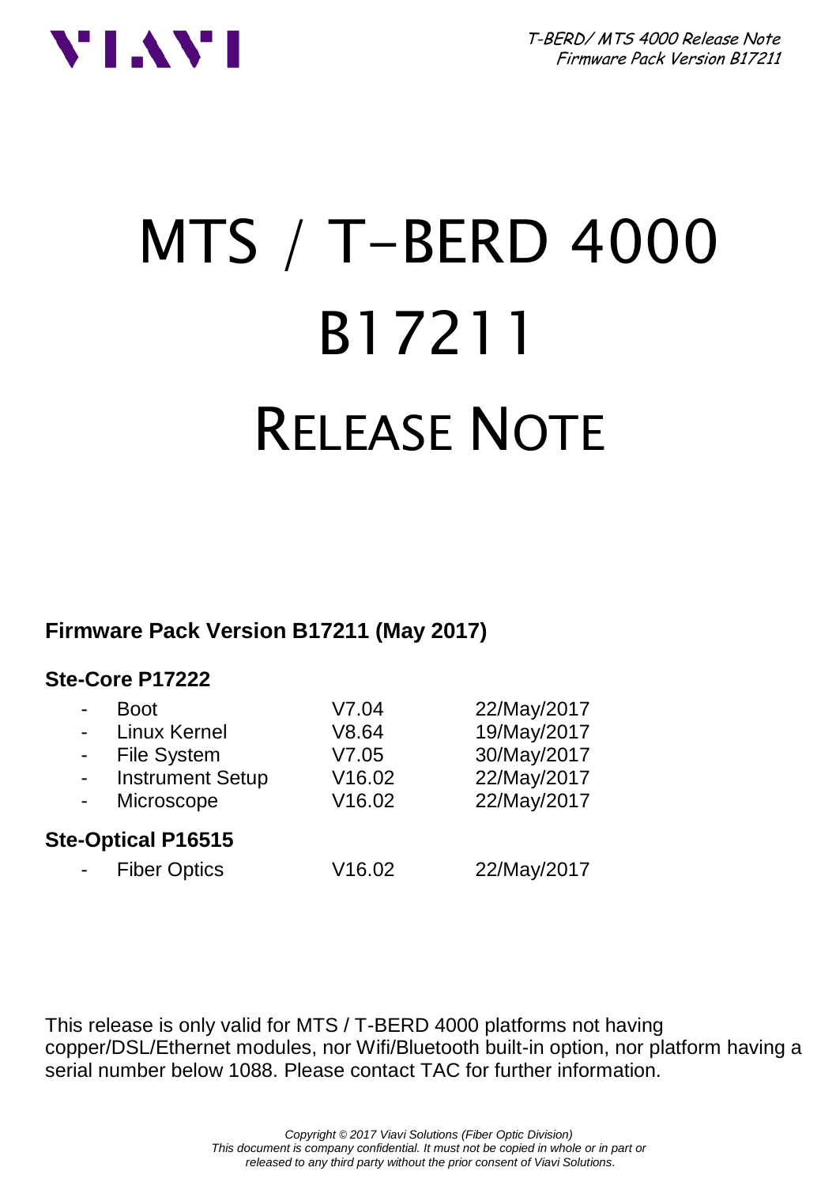# MTS / T-BERD 4000
# B17211
# RELEASE NOTE

**Firmware Pack Version B17211 (May 2017)**

### Ste-Core P17222

| | | |
|---|---|---|
| - Boot | V7.04 | 22/May/2017 |
| - Linux Kernel | V8.64 | 19/May/2017 |
| - File System | V7.05 | 30/May/2017 |
| - Instrument Setup | V16.02 | 22/May/2017 |
| - Microscope | V16.02 | 22/May/2017 |

### Ste-Optical P16515

| | | |
|---|---|---|
| - Fiber Optics | V16.02 | 22/May/2017 |

This release is only valid for MTS / T-BERD 4000 platforms not having copper/DSL/Ethernet modules, nor Wifi/Bluetooth built-in option, nor platform having a serial number below 1088. Please contact TAC for further information.

*Copyright © 2017 Viavi Solutions (Fiber Optic Division)*
*This document is company confidential. It must not be copied in whole or in part or released to any third party without the prior consent of Viavi Solutions.*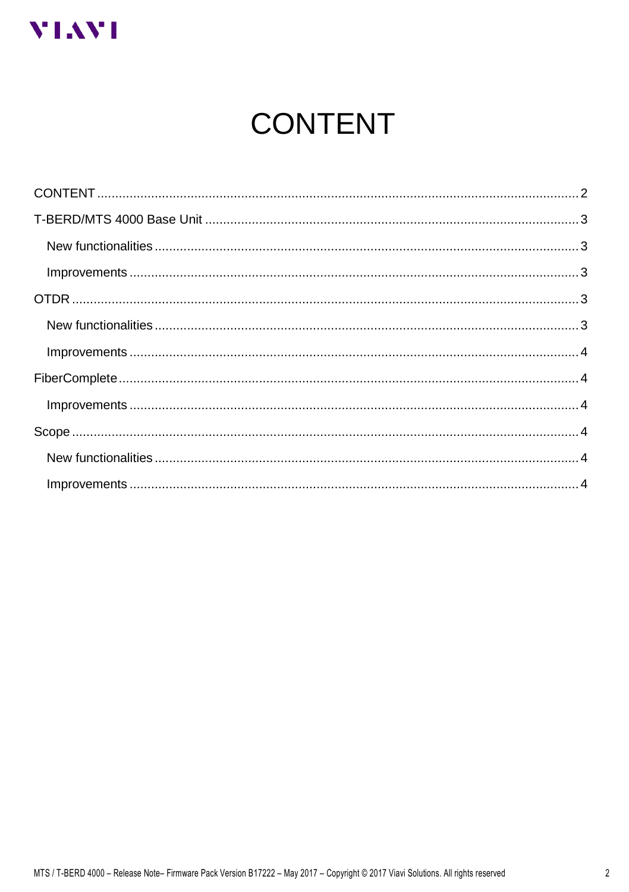# CONTENT

CONTENT ........................................................................................................ 2

T-BERD/MTS 4000 Base Unit ............................................................................ 3

- New functionalities ..................................................................................... 3
- Improvements ............................................................................................. 3

OTDR ............................................................................................................. 3

- New functionalities ..................................................................................... 3
- Improvements ............................................................................................. 4

FiberComplete ................................................................................................ 4

- Improvements ............................................................................................. 4

Scope ............................................................................................................. 4

- New functionalities ..................................................................................... 4
- Improvements ............................................................................................. 4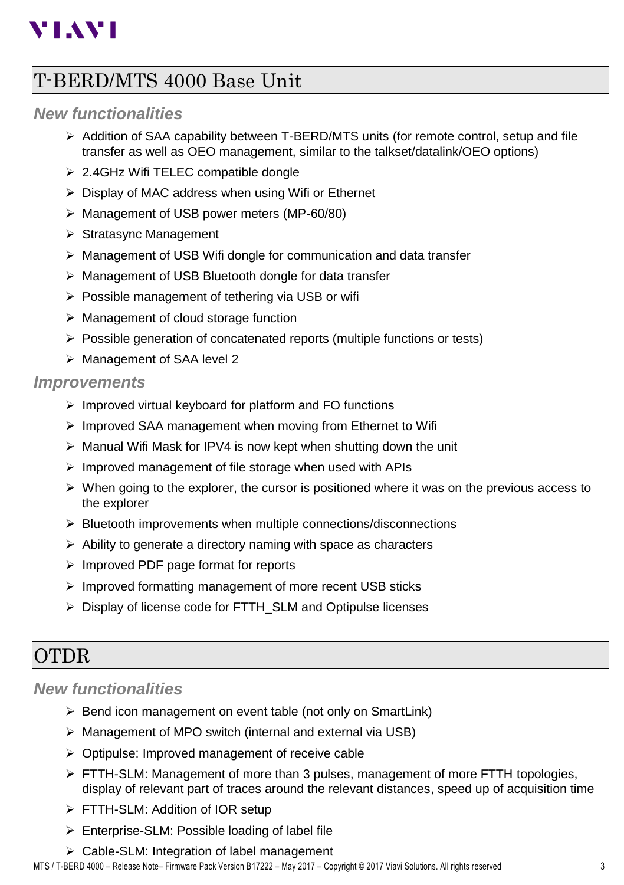## T-BERD/MTS 4000 Base Unit

### New functionalities

- Addition of SAA capability between T-BERD/MTS units (for remote control, setup and file transfer as well as OEO management, similar to the talkset/datalink/OEO options)
- 2.4GHz Wifi TELEC compatible dongle
- Display of MAC address when using Wifi or Ethernet
- Management of USB power meters (MP-60/80)
- Stratasync Management
- Management of USB Wifi dongle for communication and data transfer
- Management of USB Bluetooth dongle for data transfer
- Possible management of tethering via USB or wifi
- Management of cloud storage function
- Possible generation of concatenated reports (multiple functions or tests)
- Management of SAA level 2

### Improvements

- Improved virtual keyboard for platform and FO functions
- Improved SAA management when moving from Ethernet to Wifi
- Manual Wifi Mask for IPV4 is now kept when shutting down the unit
- Improved management of file storage when used with APIs
- When going to the explorer, the cursor is positioned where it was on the previous access to the explorer
- Bluetooth improvements when multiple connections/disconnections
- Ability to generate a directory naming with space as characters
- Improved PDF page format for reports
- Improved formatting management of more recent USB sticks
- Display of license code for FTTH_SLM and Optipulse licenses

## OTDR

### New functionalities

- Bend icon management on event table (not only on SmartLink)
- Management of MPO switch (internal and external via USB)
- Optipulse: Improved management of receive cable
- FTTH-SLM: Management of more than 3 pulses, management of more FTTH topologies, display of relevant part of traces around the relevant distances, speed up of acquisition time
- FTTH-SLM: Addition of IOR setup
- Enterprise-SLM: Possible loading of label file
- Cable-SLM: Integration of label management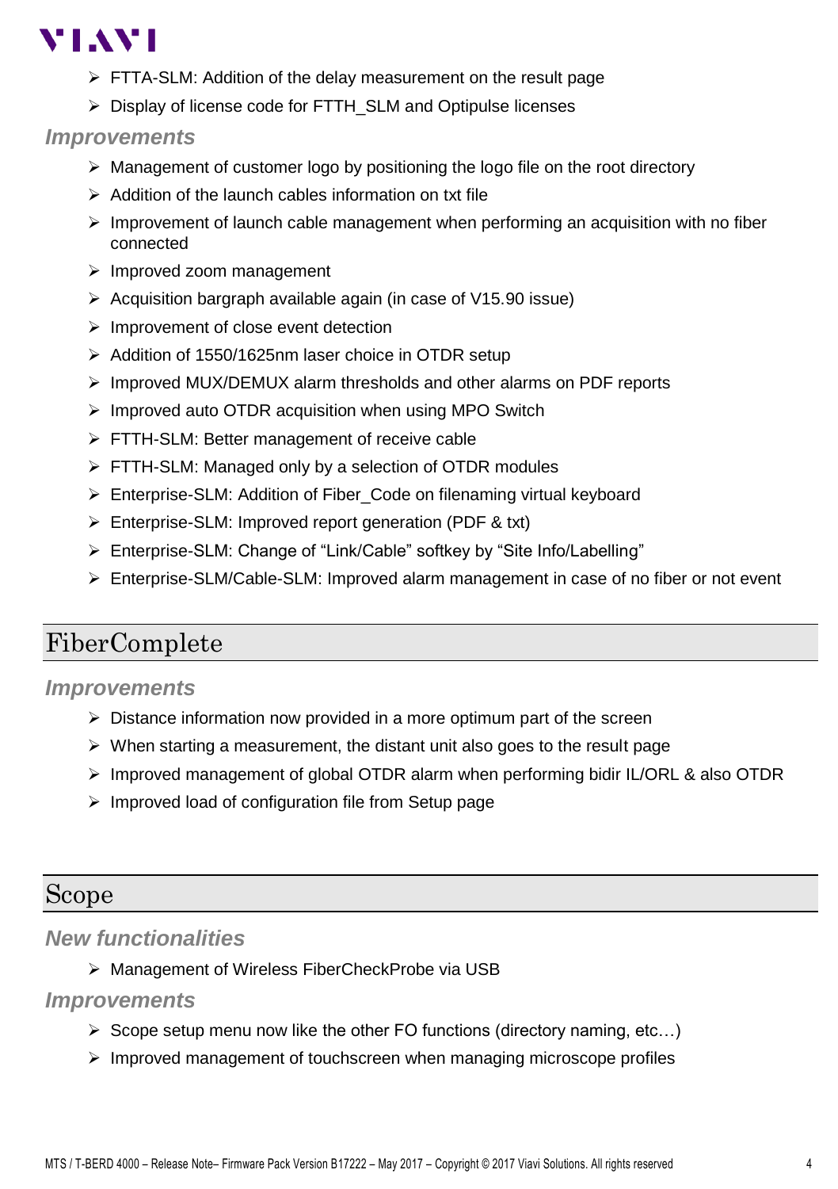- FTTA-SLM: Addition of the delay measurement on the result page
- Display of license code for FTTH_SLM and Optipulse licenses

### Improvements

- Management of customer logo by positioning the logo file on the root directory
- Addition of the launch cables information on txt file
- Improvement of launch cable management when performing an acquisition with no fiber connected
- Improved zoom management
- Acquisition bargraph available again (in case of V15.90 issue)
- Improvement of close event detection
- Addition of 1550/1625nm laser choice in OTDR setup
- Improved MUX/DEMUX alarm thresholds and other alarms on PDF reports
- Improved auto OTDR acquisition when using MPO Switch
- FTTH-SLM: Better management of receive cable
- FTTH-SLM: Managed only by a selection of OTDR modules
- Enterprise-SLM: Addition of Fiber_Code on filenaming virtual keyboard
- Enterprise-SLM: Improved report generation (PDF & txt)
- Enterprise-SLM: Change of “Link/Cable” softkey by “Site Info/Labelling”
- Enterprise-SLM/Cable-SLM: Improved alarm management in case of no fiber or not event

## FiberComplete

### Improvements

- Distance information now provided in a more optimum part of the screen
- When starting a measurement, the distant unit also goes to the result page
- Improved management of global OTDR alarm when performing bidir IL/ORL & also OTDR
- Improved load of configuration file from Setup page

## Scope

### New functionalities

- Management of Wireless FiberCheckProbe via USB

### Improvements

- Scope setup menu now like the other FO functions (directory naming, etc…)
- Improved management of touchscreen when managing microscope profiles